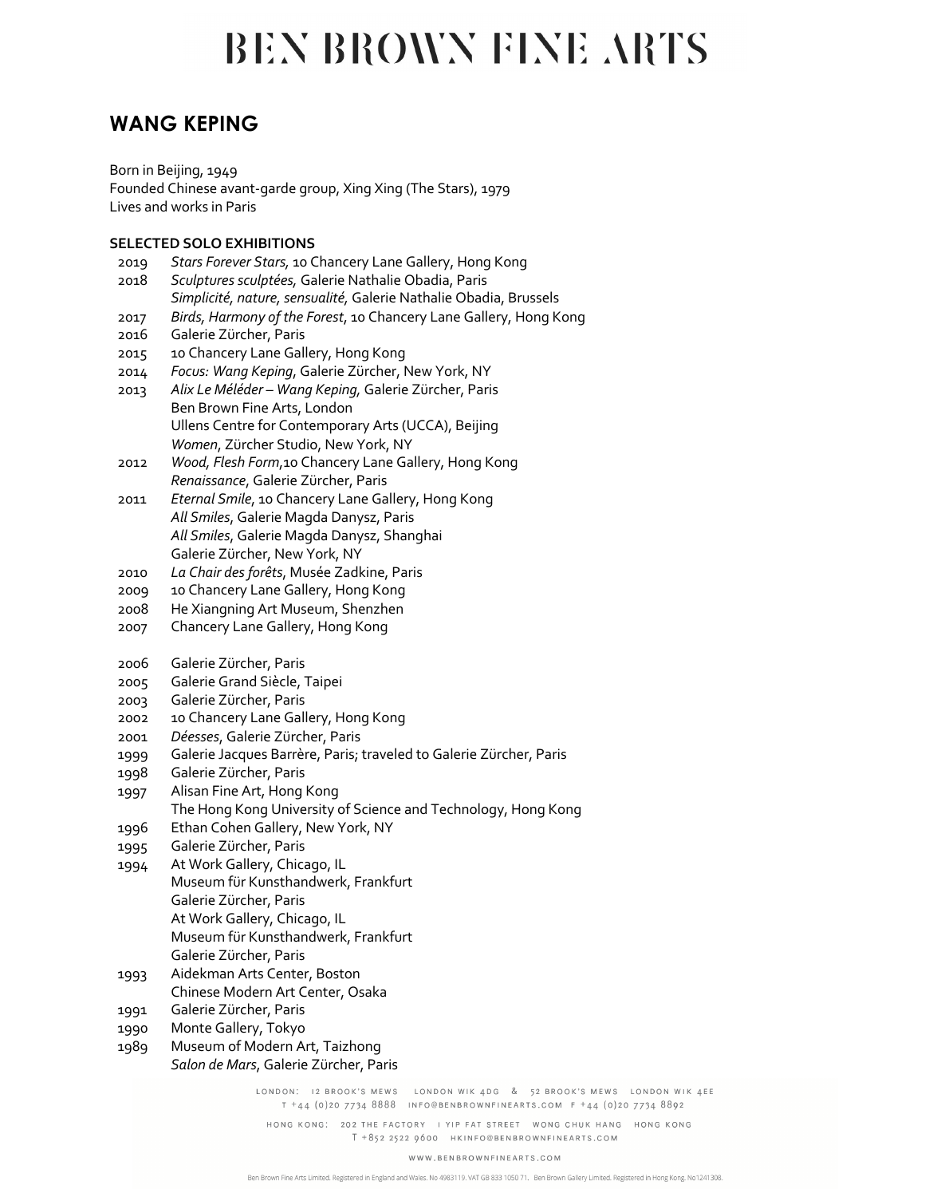# BEN BROWN FINE ARTS

## WANG KEPING

Born in Beijing, 1949
Founded Chinese avant-garde group, Xing Xing (The Stars), 1979
Lives and works in Paris

### SELECTED SOLO EXHIBITIONS

2019 *Stars Forever Stars,* 10 Chancery Lane Gallery, Hong Kong
2018 *Sculptures sculptées,* Galerie Nathalie Obadia, Paris
*Simplicité, nature, sensualité,* Galerie Nathalie Obadia, Brussels
2017 *Birds, Harmony of the Forest*, 10 Chancery Lane Gallery, Hong Kong
2016 Galerie Zürcher, Paris
2015 10 Chancery Lane Gallery, Hong Kong
2014 *Focus: Wang Keping*, Galerie Zürcher, New York, NY
2013 *Alix Le Méléder – Wang Keping,* Galerie Zürcher, Paris
Ben Brown Fine Arts, London
Ullens Centre for Contemporary Arts (UCCA), Beijing
*Women*, Zürcher Studio, New York, NY
2012 *Wood, Flesh Form*,10 Chancery Lane Gallery, Hong Kong
*Renaissance*, Galerie Zürcher, Paris
2011 *Eternal Smile*, 10 Chancery Lane Gallery, Hong Kong
*All Smiles*, Galerie Magda Danysz, Paris
*All Smiles*, Galerie Magda Danysz, Shanghai
Galerie Zürcher, New York, NY
2010 *La Chair des forêts*, Musée Zadkine, Paris
2009 10 Chancery Lane Gallery, Hong Kong
2008 He Xiangning Art Museum, Shenzhen
2007 Chancery Lane Gallery, Hong Kong

2006 Galerie Zürcher, Paris
2005 Galerie Grand Siècle, Taipei
2003 Galerie Zürcher, Paris
2002 10 Chancery Lane Gallery, Hong Kong
2001 *Déesses*, Galerie Zürcher, Paris
1999 Galerie Jacques Barrère, Paris; traveled to Galerie Zürcher, Paris
1998 Galerie Zürcher, Paris
1997 Alisan Fine Art, Hong Kong
The Hong Kong University of Science and Technology, Hong Kong
1996 Ethan Cohen Gallery, New York, NY
1995 Galerie Zürcher, Paris
1994 At Work Gallery, Chicago, IL
Museum für Kunsthandwerk, Frankfurt
Galerie Zürcher, Paris
At Work Gallery, Chicago, IL
Museum für Kunsthandwerk, Frankfurt
Galerie Zürcher, Paris
1993 Aidekman Arts Center, Boston
Chinese Modern Art Center, Osaka
1991 Galerie Zürcher, Paris
1990 Monte Gallery, Tokyo
1989 Museum of Modern Art, Taizhong
*Salon de Mars*, Galerie Zürcher, Paris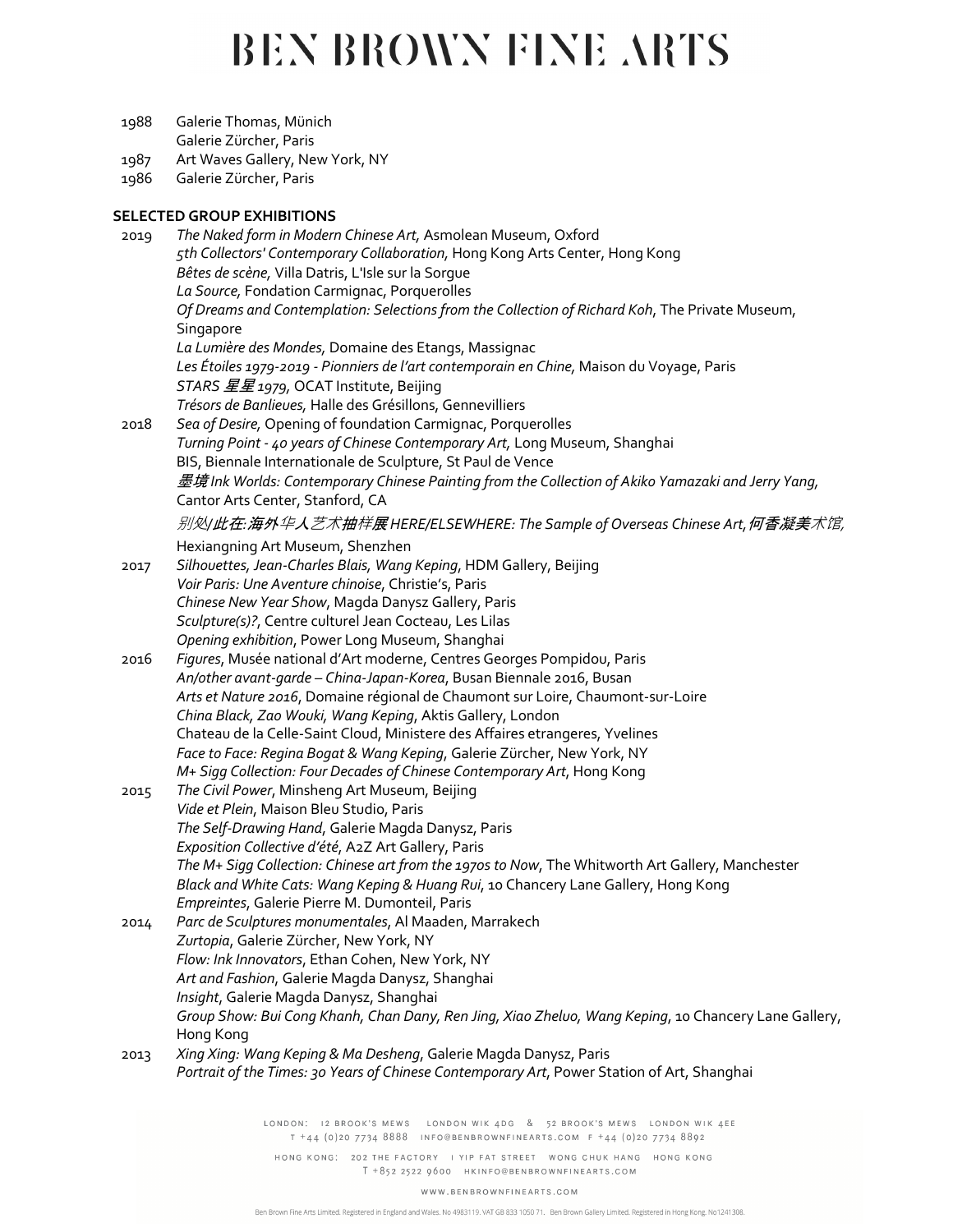1988 Galerie Thomas, Münich
Galerie Zürcher, Paris
1987 Art Waves Gallery, New York, NY
1986 Galerie Zürcher, Paris

**SELECTED GROUP EXHIBITIONS**

2019 *The Naked form in Modern Chinese Art,* Asmolean Museum, Oxford
*5th Collectors' Contemporary Collaboration,* Hong Kong Arts Center, Hong Kong
*Bêtes de scène,* Villa Datris, L'Isle sur la Sorgue
*La Source,* Fondation Carmignac, Porquerolles
*Of Dreams and Contemplation: Selections from the Collection of Richard Koh*, The Private Museum, Singapore
*La Lumière des Mondes,* Domaine des Etangs, Massignac
*Les Étoiles 1979-2019 - Pionniers de l'art contemporain en Chine,* Maison du Voyage, Paris
*STARS 星星 1979,* OCAT Institute, Beijing
*Trésors de Banlieues,* Halle des Grésillons, Gennevilliers

2018 *Sea of Desire,* Opening of foundation Carmignac, Porquerolles
*Turning Point - 40 years of Chinese Contemporary Art,* Long Museum, Shanghai
BIS, Biennale Internationale de Sculpture, St Paul de Vence
*墨境 Ink Worlds: Contemporary Chinese Painting from the Collection of Akiko Yamazaki and Jerry Yang,* Cantor Arts Center, Stanford, CA
*别处/此在:海外华人艺术抽样展 HERE/ELSEWHERE: The Sample of Overseas Chinese Art,* 何香凝美术馆, Hexiangning Art Museum, Shenzhen

2017 *Silhouettes, Jean-Charles Blais, Wang Keping*, HDM Gallery, Beijing
*Voir Paris: Une Aventure chinoise*, Christie's, Paris
*Chinese New Year Show*, Magda Danysz Gallery, Paris
*Sculpture(s)?*, Centre culturel Jean Cocteau, Les Lilas
*Opening exhibition*, Power Long Museum, Shanghai

2016 *Figures*, Musée national d'Art moderne, Centres Georges Pompidou, Paris
*An/other avant-garde – China-Japan-Korea*, Busan Biennale 2016, Busan
*Arts et Nature 2016*, Domaine régional de Chaumont sur Loire, Chaumont-sur-Loire
*China Black, Zao Wouki, Wang Keping*, Aktis Gallery, London
Chateau de la Celle-Saint Cloud, Ministere des Affaires etrangeres, Yvelines
*Face to Face: Regina Bogat & Wang Keping*, Galerie Zürcher, New York, NY
*M+ Sigg Collection: Four Decades of Chinese Contemporary Art*, Hong Kong

2015 *The Civil Power*, Minsheng Art Museum, Beijing
*Vide et Plein*, Maison Bleu Studio, Paris
*The Self-Drawing Hand*, Galerie Magda Danysz, Paris
*Exposition Collective d'été*, A2Z Art Gallery, Paris
*The M+ Sigg Collection: Chinese art from the 1970s to Now*, The Whitworth Art Gallery, Manchester
*Black and White Cats: Wang Keping & Huang Rui*, 10 Chancery Lane Gallery, Hong Kong
*Empreintes*, Galerie Pierre M. Dumonteil, Paris

2014 *Parc de Sculptures monumentales*, Al Maaden, Marrakech
*Zurtopia*, Galerie Zürcher, New York, NY
*Flow: Ink Innovators*, Ethan Cohen, New York, NY
*Art and Fashion*, Galerie Magda Danysz, Shanghai
*Insight*, Galerie Magda Danysz, Shanghai
*Group Show: Bui Cong Khanh, Chan Dany, Ren Jing, Xiao Zheluo, Wang Keping*, 10 Chancery Lane Gallery, Hong Kong

2013 *Xing Xing: Wang Keping & Ma Desheng*, Galerie Magda Danysz, Paris
*Portrait of the Times: 30 Years of Chinese Contemporary Art*, Power Station of Art, Shanghai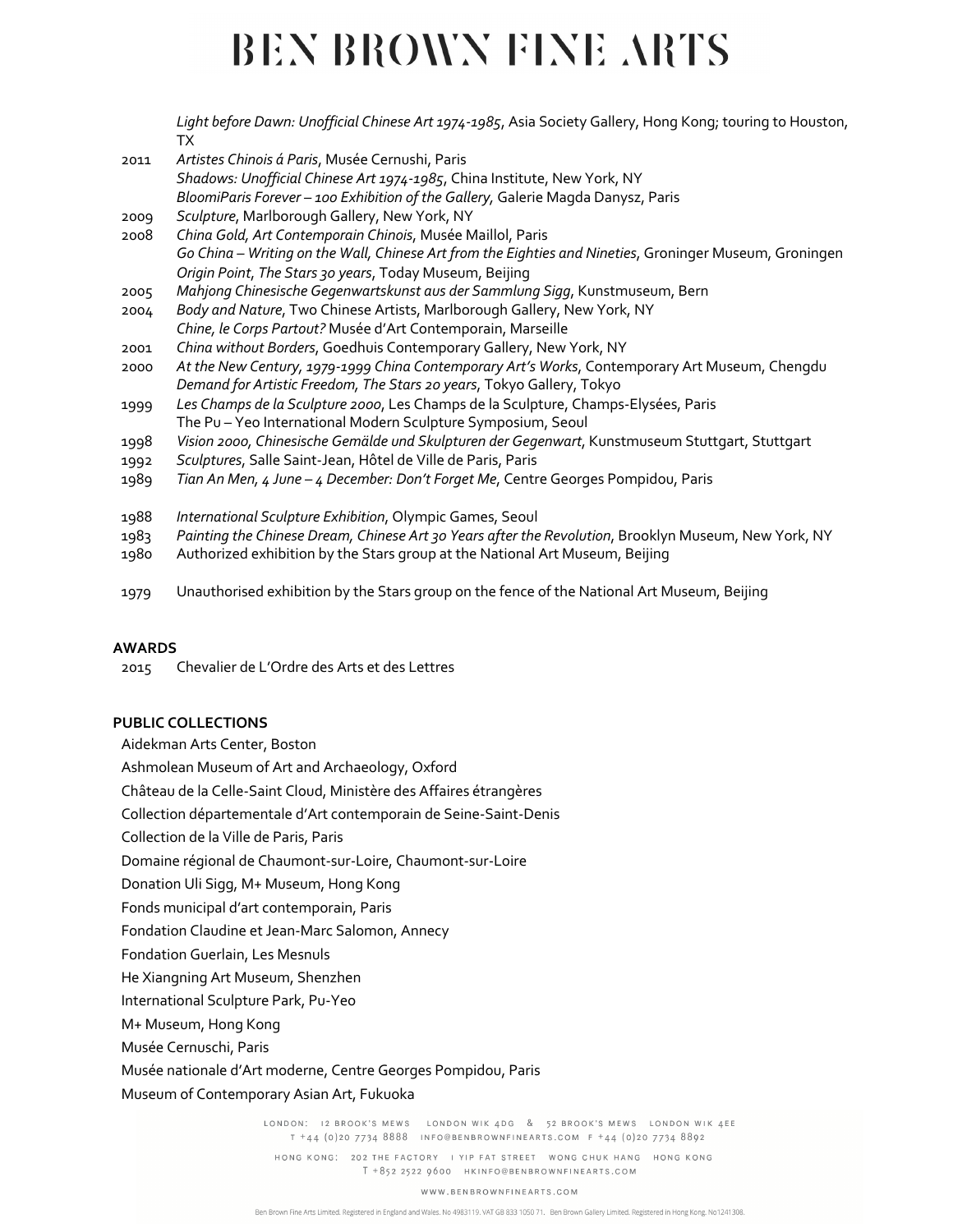| | |
|---|---|
| | *Light before Dawn: Unofficial Chinese Art 1974-1985*, Asia Society Gallery, Hong Kong; touring to Houston, TX |
| 2011 | *Artistes Chinois á Paris*, Musée Cernushi, Paris |
| | *Shadows: Unofficial Chinese Art 1974-1985*, China Institute, New York, NY |
| | *BloomiParis Forever – 100 Exhibition of the Gallery*, Galerie Magda Danysz, Paris |
| 2009 | *Sculpture*, Marlborough Gallery, New York, NY |
| 2008 | *China Gold, Art Contemporain Chinois*, Musée Maillol, Paris |
| | *Go China – Writing on the Wall, Chinese Art from the Eighties and Nineties*, Groninger Museum, Groningen |
| | *Origin Point, The Stars 30 years*, Today Museum, Beijing |
| 2005 | *Mahjong Chinesische Gegenwartskunst aus der Sammlung Sigg*, Kunstmuseum, Bern |
| 2004 | *Body and Nature*, Two Chinese Artists, Marlborough Gallery, New York, NY |
| | *Chine, le Corps Partout?* Musée d'Art Contemporain, Marseille |
| 2001 | *China without Borders*, Goedhuis Contemporary Gallery, New York, NY |
| 2000 | *At the New Century, 1979-1999 China Contemporary Art's Works*, Contemporary Art Museum, Chengdu |
| | *Demand for Artistic Freedom, The Stars 20 years*, Tokyo Gallery, Tokyo |
| 1999 | *Les Champs de la Sculpture 2000*, Les Champs de la Sculpture, Champs-Elysées, Paris |
| | The Pu – Yeo International Modern Sculpture Symposium, Seoul |
| 1998 | *Vision 2000, Chinesische Gemälde und Skulpturen der Gegenwart*, Kunstmuseum Stuttgart, Stuttgart |
| 1992 | *Sculptures*, Salle Saint-Jean, Hôtel de Ville de Paris, Paris |
| 1989 | *Tian An Men, 4 June – 4 December: Don't Forget Me*, Centre Georges Pompidou, Paris |
| 1988 | *International Sculpture Exhibition*, Olympic Games, Seoul |
| 1983 | *Painting the Chinese Dream, Chinese Art 30 Years after the Revolution*, Brooklyn Museum, New York, NY |
| 1980 | Authorized exhibition by the Stars group at the National Art Museum, Beijing |
| 1979 | Unauthorised exhibition by the Stars group on the fence of the National Art Museum, Beijing |

**AWARDS**

2015 Chevalier de L'Ordre des Arts et des Lettres

**PUBLIC COLLECTIONS**

Aidekman Arts Center, Boston
Ashmolean Museum of Art and Archaeology, Oxford
Château de la Celle-Saint Cloud, Ministère des Affaires étrangères
Collection départementale d'Art contemporain de Seine-Saint-Denis
Collection de la Ville de Paris, Paris
Domaine régional de Chaumont-sur-Loire, Chaumont-sur-Loire
Donation Uli Sigg, M+ Museum, Hong Kong
Fonds municipal d'art contemporain, Paris
Fondation Claudine et Jean-Marc Salomon, Annecy
Fondation Guerlain, Les Mesnuls
He Xiangning Art Museum, Shenzhen
International Sculpture Park, Pu-Yeo
M+ Museum, Hong Kong
Musée Cernuschi, Paris
Musée nationale d'Art moderne, Centre Georges Pompidou, Paris
Museum of Contemporary Asian Art, Fukuoka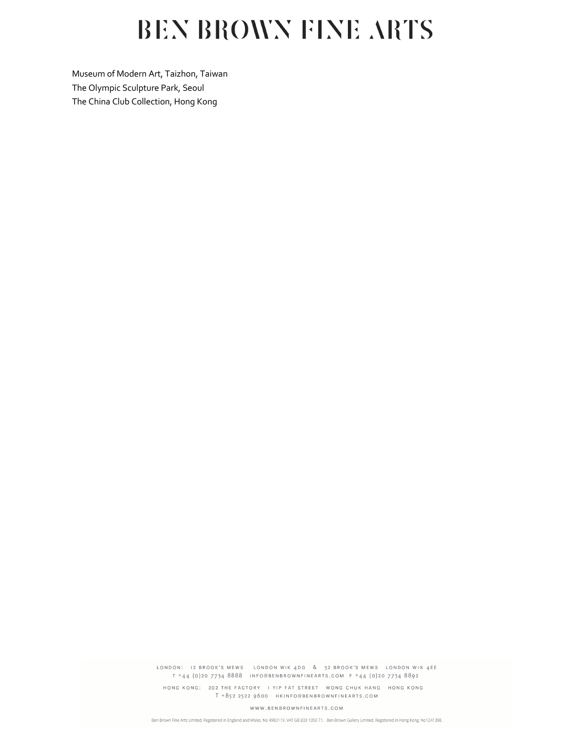Museum of Modern Art, Taizhon, Taiwan
The Olympic Sculpture Park, Seoul
The China Club Collection, Hong Kong